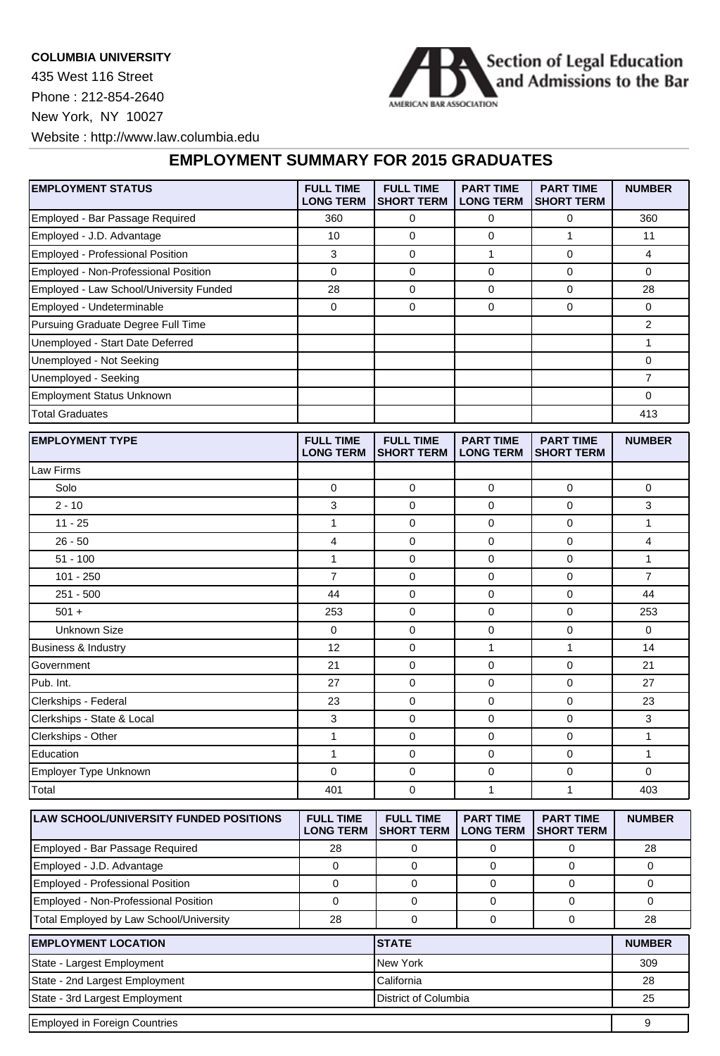**COLUMBIA UNIVERSITY**

435 West 116 Street

Phone : 212-854-2640

New York, NY 10027

Website : http://www.law.columbia.edu

Section of Legal Education and Admissions to the Bar

AMERICAN BAR ASSOCIATION

## EMPLOYMENT SUMMARY FOR 2015 GRADUATES

| EMPLOYMENT STATUS | FULL TIME LONG TERM | FULL TIME SHORT TERM | PART TIME LONG TERM | PART TIME SHORT TERM | NUMBER |
|---|---|---|---|---|---|
| Employed - Bar Passage Required | 360 | 0 | 0 | 0 | 360 |
| Employed - J.D. Advantage | 10 | 0 | 0 | 1 | 11 |
| Employed - Professional Position | 3 | 0 | 1 | 0 | 4 |
| Employed - Non-Professional Position | 0 | 0 | 0 | 0 | 0 |
| Employed - Law School/University Funded | 28 | 0 | 0 | 0 | 28 |
| Employed - Undeterminable | 0 | 0 | 0 | 0 | 0 |
| Pursuing Graduate Degree Full Time | | | | | 2 |
| Unemployed - Start Date Deferred | | | | | 1 |
| Unemployed - Not Seeking | | | | | 0 |
| Unemployed - Seeking | | | | | 7 |
| Employment Status Unknown | | | | | 0 |
| Total Graduates | | | | | 413 |

| EMPLOYMENT TYPE | FULL TIME LONG TERM | FULL TIME SHORT TERM | PART TIME LONG TERM | PART TIME SHORT TERM | NUMBER |
|---|---|---|---|---|---|
| Law Firms | | | | | |
| Solo | 0 | 0 | 0 | 0 | 0 |
| 2 - 10 | 3 | 0 | 0 | 0 | 3 |
| 11 - 25 | 1 | 0 | 0 | 0 | 1 |
| 26 - 50 | 4 | 0 | 0 | 0 | 4 |
| 51 - 100 | 1 | 0 | 0 | 0 | 1 |
| 101 - 250 | 7 | 0 | 0 | 0 | 7 |
| 251 - 500 | 44 | 0 | 0 | 0 | 44 |
| 501 + | 253 | 0 | 0 | 0 | 253 |
| Unknown Size | 0 | 0 | 0 | 0 | 0 |
| Business & Industry | 12 | 0 | 1 | 1 | 14 |
| Government | 21 | 0 | 0 | 0 | 21 |
| Pub. Int. | 27 | 0 | 0 | 0 | 27 |
| Clerkships - Federal | 23 | 0 | 0 | 0 | 23 |
| Clerkships - State & Local | 3 | 0 | 0 | 0 | 3 |
| Clerkships - Other | 1 | 0 | 0 | 0 | 1 |
| Education | 1 | 0 | 0 | 0 | 1 |
| Employer Type Unknown | 0 | 0 | 0 | 0 | 0 |
| Total | 401 | 0 | 1 | 1 | 403 |

| LAW SCHOOL/UNIVERSITY FUNDED POSITIONS | FULL TIME LONG TERM | FULL TIME SHORT TERM | PART TIME LONG TERM | PART TIME SHORT TERM | NUMBER |
|---|---|---|---|---|---|
| Employed - Bar Passage Required | 28 | 0 | 0 | 0 | 28 |
| Employed - J.D. Advantage | 0 | 0 | 0 | 0 | 0 |
| Employed - Professional Position | 0 | 0 | 0 | 0 | 0 |
| Employed - Non-Professional Position | 0 | 0 | 0 | 0 | 0 |
| Total Employed by Law School/University | 28 | 0 | 0 | 0 | 28 |

| EMPLOYMENT LOCATION | STATE | NUMBER |
|---|---|---|
| State - Largest Employment | New York | 309 |
| State - 2nd Largest Employment | California | 28 |
| State - 3rd Largest Employment | District of Columbia | 25 |

| | |
|---|---|
| Employed in Foreign Countries | 9 |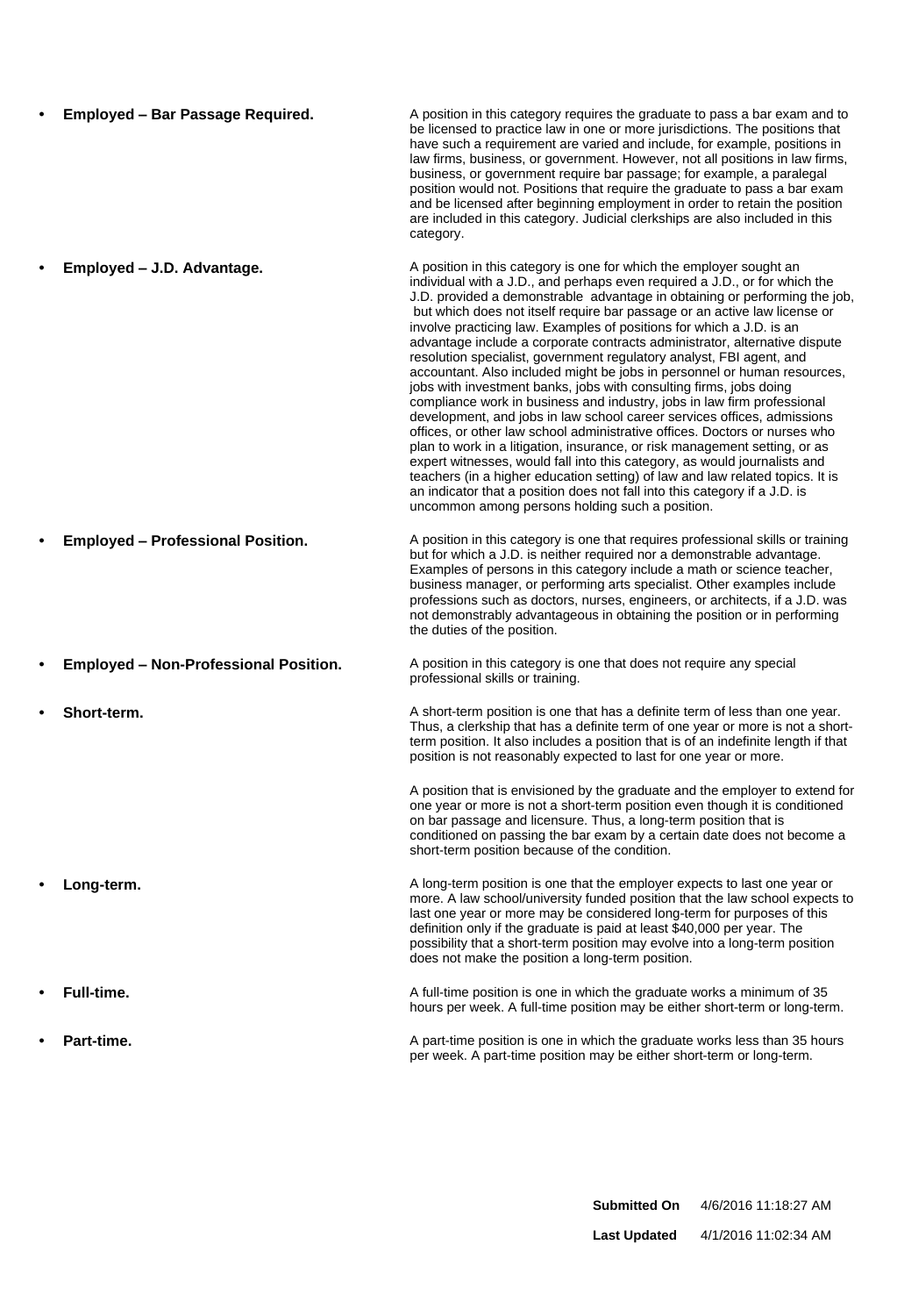- **Employed – Bar Passage Required.**

  A position in this category requires the graduate to pass a bar exam and to be licensed to practice law in one or more jurisdictions. The positions that have such a requirement are varied and include, for example, positions in law firms, business, or government. However, not all positions in law firms, business, or government require bar passage; for example, a paralegal position would not. Positions that require the graduate to pass a bar exam and be licensed after beginning employment in order to retain the position are included in this category. Judicial clerkships are also included in this category.

- **Employed – J.D. Advantage.**

  A position in this category is one for which the employer sought an individual with a J.D., and perhaps even required a J.D., or for which the J.D. provided a demonstrable advantage in obtaining or performing the job, but which does not itself require bar passage or an active law license or involve practicing law. Examples of positions for which a J.D. is an advantage include a corporate contracts administrator, alternative dispute resolution specialist, government regulatory analyst, FBI agent, and accountant. Also included might be jobs in personnel or human resources, jobs with investment banks, jobs with consulting firms, jobs doing compliance work in business and industry, jobs in law firm professional development, and jobs in law school career services offices, admissions offices, or other law school administrative offices. Doctors or nurses who plan to work in a litigation, insurance, or risk management setting, or as expert witnesses, would fall into this category, as would journalists and teachers (in a higher education setting) of law and law related topics. It is an indicator that a position does not fall into this category if a J.D. is uncommon among persons holding such a position.

- **Employed – Professional Position.**

  A position in this category is one that requires professional skills or training but for which a J.D. is neither required nor a demonstrable advantage. Examples of persons in this category include a math or science teacher, business manager, or performing arts specialist. Other examples include professions such as doctors, nurses, engineers, or architects, if a J.D. was not demonstrably advantageous in obtaining the position or in performing the duties of the position.

- **Employed – Non-Professional Position.**

  A position in this category is one that does not require any special professional skills or training.

- **Short-term.**

  A short-term position is one that has a definite term of less than one year. Thus, a clerkship that has a definite term of one year or more is not a short-term position. It also includes a position that is of an indefinite length if that position is not reasonably expected to last for one year or more.

  A position that is envisioned by the graduate and the employer to extend for one year or more is not a short-term position even though it is conditioned on bar passage and licensure. Thus, a long-term position that is conditioned on passing the bar exam by a certain date does not become a short-term position because of the condition.

- **Long-term.**

  A long-term position is one that the employer expects to last one year or more. A law school/university funded position that the law school expects to last one year or more may be considered long-term for purposes of this definition only if the graduate is paid at least $40,000 per year. The possibility that a short-term position may evolve into a long-term position does not make the position a long-term position.

- **Full-time.**

  A full-time position is one in which the graduate works a minimum of 35 hours per week. A full-time position may be either short-term or long-term.

- **Part-time.**

  A part-time position is one in which the graduate works less than 35 hours per week. A part-time position may be either short-term or long-term.

**Submitted On** 4/6/2016 11:18:27 AM

**Last Updated** 4/1/2016 11:02:34 AM